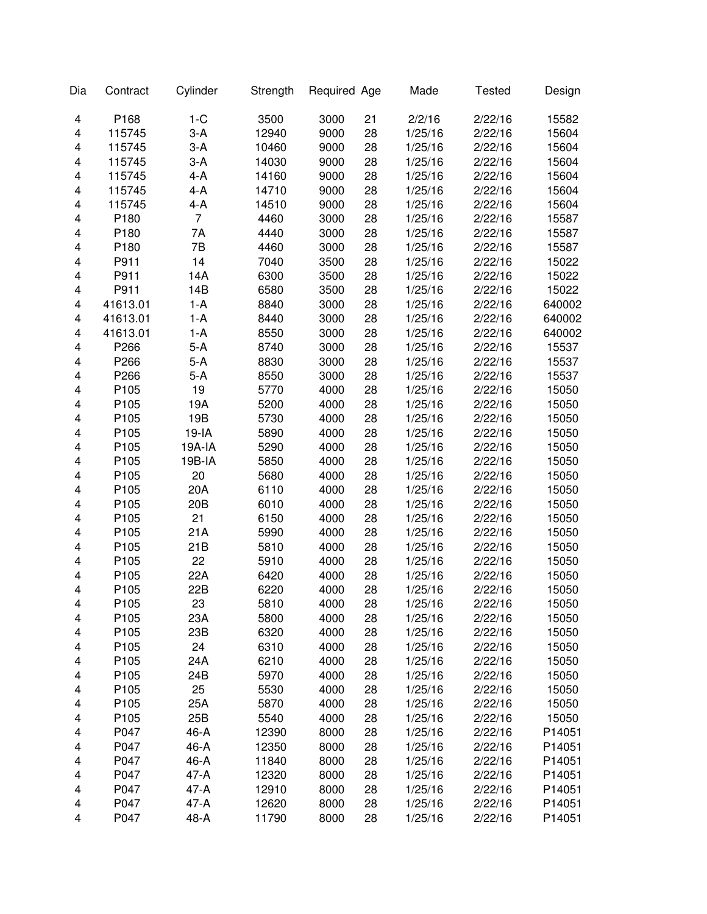| Dia | Contract | Cylinder | Strength | Required | Age | Made | Tested | Design |
|---|---|---|---|---|---|---|---|---|
| 4 | P168 | 1-C | 3500 | 3000 | 21 | 2/2/16 | 2/22/16 | 15582 |
| 4 | 115745 | 3-A | 12940 | 9000 | 28 | 1/25/16 | 2/22/16 | 15604 |
| 4 | 115745 | 3-A | 10460 | 9000 | 28 | 1/25/16 | 2/22/16 | 15604 |
| 4 | 115745 | 3-A | 14030 | 9000 | 28 | 1/25/16 | 2/22/16 | 15604 |
| 4 | 115745 | 4-A | 14160 | 9000 | 28 | 1/25/16 | 2/22/16 | 15604 |
| 4 | 115745 | 4-A | 14710 | 9000 | 28 | 1/25/16 | 2/22/16 | 15604 |
| 4 | 115745 | 4-A | 14510 | 9000 | 28 | 1/25/16 | 2/22/16 | 15604 |
| 4 | P180 | 7 | 4460 | 3000 | 28 | 1/25/16 | 2/22/16 | 15587 |
| 4 | P180 | 7A | 4440 | 3000 | 28 | 1/25/16 | 2/22/16 | 15587 |
| 4 | P180 | 7B | 4460 | 3000 | 28 | 1/25/16 | 2/22/16 | 15587 |
| 4 | P911 | 14 | 7040 | 3500 | 28 | 1/25/16 | 2/22/16 | 15022 |
| 4 | P911 | 14A | 6300 | 3500 | 28 | 1/25/16 | 2/22/16 | 15022 |
| 4 | P911 | 14B | 6580 | 3500 | 28 | 1/25/16 | 2/22/16 | 15022 |
| 4 | 41613.01 | 1-A | 8840 | 3000 | 28 | 1/25/16 | 2/22/16 | 640002 |
| 4 | 41613.01 | 1-A | 8440 | 3000 | 28 | 1/25/16 | 2/22/16 | 640002 |
| 4 | 41613.01 | 1-A | 8550 | 3000 | 28 | 1/25/16 | 2/22/16 | 640002 |
| 4 | P266 | 5-A | 8740 | 3000 | 28 | 1/25/16 | 2/22/16 | 15537 |
| 4 | P266 | 5-A | 8830 | 3000 | 28 | 1/25/16 | 2/22/16 | 15537 |
| 4 | P266 | 5-A | 8550 | 3000 | 28 | 1/25/16 | 2/22/16 | 15537 |
| 4 | P105 | 19 | 5770 | 4000 | 28 | 1/25/16 | 2/22/16 | 15050 |
| 4 | P105 | 19A | 5200 | 4000 | 28 | 1/25/16 | 2/22/16 | 15050 |
| 4 | P105 | 19B | 5730 | 4000 | 28 | 1/25/16 | 2/22/16 | 15050 |
| 4 | P105 | 19-IA | 5890 | 4000 | 28 | 1/25/16 | 2/22/16 | 15050 |
| 4 | P105 | 19A-IA | 5290 | 4000 | 28 | 1/25/16 | 2/22/16 | 15050 |
| 4 | P105 | 19B-IA | 5850 | 4000 | 28 | 1/25/16 | 2/22/16 | 15050 |
| 4 | P105 | 20 | 5680 | 4000 | 28 | 1/25/16 | 2/22/16 | 15050 |
| 4 | P105 | 20A | 6110 | 4000 | 28 | 1/25/16 | 2/22/16 | 15050 |
| 4 | P105 | 20B | 6010 | 4000 | 28 | 1/25/16 | 2/22/16 | 15050 |
| 4 | P105 | 21 | 6150 | 4000 | 28 | 1/25/16 | 2/22/16 | 15050 |
| 4 | P105 | 21A | 5990 | 4000 | 28 | 1/25/16 | 2/22/16 | 15050 |
| 4 | P105 | 21B | 5810 | 4000 | 28 | 1/25/16 | 2/22/16 | 15050 |
| 4 | P105 | 22 | 5910 | 4000 | 28 | 1/25/16 | 2/22/16 | 15050 |
| 4 | P105 | 22A | 6420 | 4000 | 28 | 1/25/16 | 2/22/16 | 15050 |
| 4 | P105 | 22B | 6220 | 4000 | 28 | 1/25/16 | 2/22/16 | 15050 |
| 4 | P105 | 23 | 5810 | 4000 | 28 | 1/25/16 | 2/22/16 | 15050 |
| 4 | P105 | 23A | 5800 | 4000 | 28 | 1/25/16 | 2/22/16 | 15050 |
| 4 | P105 | 23B | 6320 | 4000 | 28 | 1/25/16 | 2/22/16 | 15050 |
| 4 | P105 | 24 | 6310 | 4000 | 28 | 1/25/16 | 2/22/16 | 15050 |
| 4 | P105 | 24A | 6210 | 4000 | 28 | 1/25/16 | 2/22/16 | 15050 |
| 4 | P105 | 24B | 5970 | 4000 | 28 | 1/25/16 | 2/22/16 | 15050 |
| 4 | P105 | 25 | 5530 | 4000 | 28 | 1/25/16 | 2/22/16 | 15050 |
| 4 | P105 | 25A | 5870 | 4000 | 28 | 1/25/16 | 2/22/16 | 15050 |
| 4 | P105 | 25B | 5540 | 4000 | 28 | 1/25/16 | 2/22/16 | 15050 |
| 4 | P047 | 46-A | 12390 | 8000 | 28 | 1/25/16 | 2/22/16 | P14051 |
| 4 | P047 | 46-A | 12350 | 8000 | 28 | 1/25/16 | 2/22/16 | P14051 |
| 4 | P047 | 46-A | 11840 | 8000 | 28 | 1/25/16 | 2/22/16 | P14051 |
| 4 | P047 | 47-A | 12320 | 8000 | 28 | 1/25/16 | 2/22/16 | P14051 |
| 4 | P047 | 47-A | 12910 | 8000 | 28 | 1/25/16 | 2/22/16 | P14051 |
| 4 | P047 | 47-A | 12620 | 8000 | 28 | 1/25/16 | 2/22/16 | P14051 |
| 4 | P047 | 48-A | 11790 | 8000 | 28 | 1/25/16 | 2/22/16 | P14051 |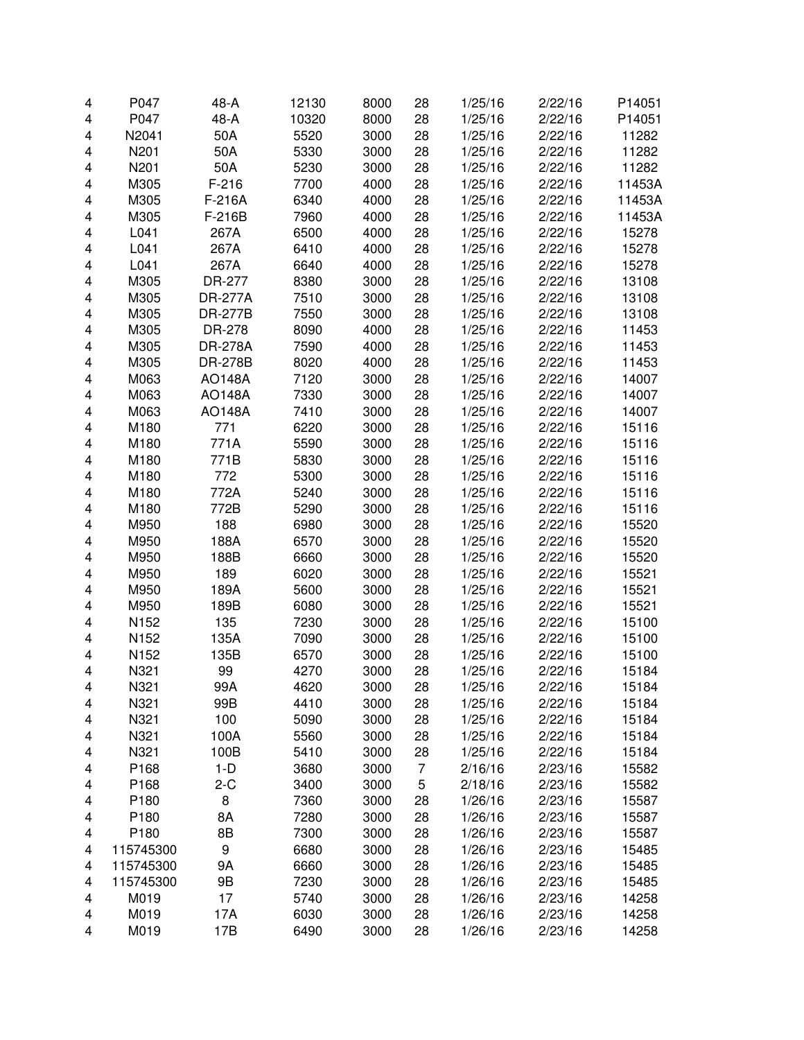| | | | | | | | | |
|---|---|---|---|---|---|---|---|---|
| 4 | P047 | 48-A | 12130 | 8000 | 28 | 1/25/16 | 2/22/16 | P14051 |
| 4 | P047 | 48-A | 10320 | 8000 | 28 | 1/25/16 | 2/22/16 | P14051 |
| 4 | N2041 | 50A | 5520 | 3000 | 28 | 1/25/16 | 2/22/16 | 11282 |
| 4 | N201 | 50A | 5330 | 3000 | 28 | 1/25/16 | 2/22/16 | 11282 |
| 4 | N201 | 50A | 5230 | 3000 | 28 | 1/25/16 | 2/22/16 | 11282 |
| 4 | M305 | F-216 | 7700 | 4000 | 28 | 1/25/16 | 2/22/16 | 11453A |
| 4 | M305 | F-216A | 6340 | 4000 | 28 | 1/25/16 | 2/22/16 | 11453A |
| 4 | M305 | F-216B | 7960 | 4000 | 28 | 1/25/16 | 2/22/16 | 11453A |
| 4 | L041 | 267A | 6500 | 4000 | 28 | 1/25/16 | 2/22/16 | 15278 |
| 4 | L041 | 267A | 6410 | 4000 | 28 | 1/25/16 | 2/22/16 | 15278 |
| 4 | L041 | 267A | 6640 | 4000 | 28 | 1/25/16 | 2/22/16 | 15278 |
| 4 | M305 | DR-277 | 8380 | 3000 | 28 | 1/25/16 | 2/22/16 | 13108 |
| 4 | M305 | DR-277A | 7510 | 3000 | 28 | 1/25/16 | 2/22/16 | 13108 |
| 4 | M305 | DR-277B | 7550 | 3000 | 28 | 1/25/16 | 2/22/16 | 13108 |
| 4 | M305 | DR-278 | 8090 | 4000 | 28 | 1/25/16 | 2/22/16 | 11453 |
| 4 | M305 | DR-278A | 7590 | 4000 | 28 | 1/25/16 | 2/22/16 | 11453 |
| 4 | M305 | DR-278B | 8020 | 4000 | 28 | 1/25/16 | 2/22/16 | 11453 |
| 4 | M063 | AO148A | 7120 | 3000 | 28 | 1/25/16 | 2/22/16 | 14007 |
| 4 | M063 | AO148A | 7330 | 3000 | 28 | 1/25/16 | 2/22/16 | 14007 |
| 4 | M063 | AO148A | 7410 | 3000 | 28 | 1/25/16 | 2/22/16 | 14007 |
| 4 | M180 | 771 | 6220 | 3000 | 28 | 1/25/16 | 2/22/16 | 15116 |
| 4 | M180 | 771A | 5590 | 3000 | 28 | 1/25/16 | 2/22/16 | 15116 |
| 4 | M180 | 771B | 5830 | 3000 | 28 | 1/25/16 | 2/22/16 | 15116 |
| 4 | M180 | 772 | 5300 | 3000 | 28 | 1/25/16 | 2/22/16 | 15116 |
| 4 | M180 | 772A | 5240 | 3000 | 28 | 1/25/16 | 2/22/16 | 15116 |
| 4 | M180 | 772B | 5290 | 3000 | 28 | 1/25/16 | 2/22/16 | 15116 |
| 4 | M950 | 188 | 6980 | 3000 | 28 | 1/25/16 | 2/22/16 | 15520 |
| 4 | M950 | 188A | 6570 | 3000 | 28 | 1/25/16 | 2/22/16 | 15520 |
| 4 | M950 | 188B | 6660 | 3000 | 28 | 1/25/16 | 2/22/16 | 15520 |
| 4 | M950 | 189 | 6020 | 3000 | 28 | 1/25/16 | 2/22/16 | 15521 |
| 4 | M950 | 189A | 5600 | 3000 | 28 | 1/25/16 | 2/22/16 | 15521 |
| 4 | M950 | 189B | 6080 | 3000 | 28 | 1/25/16 | 2/22/16 | 15521 |
| 4 | N152 | 135 | 7230 | 3000 | 28 | 1/25/16 | 2/22/16 | 15100 |
| 4 | N152 | 135A | 7090 | 3000 | 28 | 1/25/16 | 2/22/16 | 15100 |
| 4 | N152 | 135B | 6570 | 3000 | 28 | 1/25/16 | 2/22/16 | 15100 |
| 4 | N321 | 99 | 4270 | 3000 | 28 | 1/25/16 | 2/22/16 | 15184 |
| 4 | N321 | 99A | 4620 | 3000 | 28 | 1/25/16 | 2/22/16 | 15184 |
| 4 | N321 | 99B | 4410 | 3000 | 28 | 1/25/16 | 2/22/16 | 15184 |
| 4 | N321 | 100 | 5090 | 3000 | 28 | 1/25/16 | 2/22/16 | 15184 |
| 4 | N321 | 100A | 5560 | 3000 | 28 | 1/25/16 | 2/22/16 | 15184 |
| 4 | N321 | 100B | 5410 | 3000 | 28 | 1/25/16 | 2/22/16 | 15184 |
| 4 | P168 | 1-D | 3680 | 3000 | 7 | 2/16/16 | 2/23/16 | 15582 |
| 4 | P168 | 2-C | 3400 | 3000 | 5 | 2/18/16 | 2/23/16 | 15582 |
| 4 | P180 | 8 | 7360 | 3000 | 28 | 1/26/16 | 2/23/16 | 15587 |
| 4 | P180 | 8A | 7280 | 3000 | 28 | 1/26/16 | 2/23/16 | 15587 |
| 4 | P180 | 8B | 7300 | 3000 | 28 | 1/26/16 | 2/23/16 | 15587 |
| 4 | 115745300 | 9 | 6680 | 3000 | 28 | 1/26/16 | 2/23/16 | 15485 |
| 4 | 115745300 | 9A | 6660 | 3000 | 28 | 1/26/16 | 2/23/16 | 15485 |
| 4 | 115745300 | 9B | 7230 | 3000 | 28 | 1/26/16 | 2/23/16 | 15485 |
| 4 | M019 | 17 | 5740 | 3000 | 28 | 1/26/16 | 2/23/16 | 14258 |
| 4 | M019 | 17A | 6030 | 3000 | 28 | 1/26/16 | 2/23/16 | 14258 |
| 4 | M019 | 17B | 6490 | 3000 | 28 | 1/26/16 | 2/23/16 | 14258 |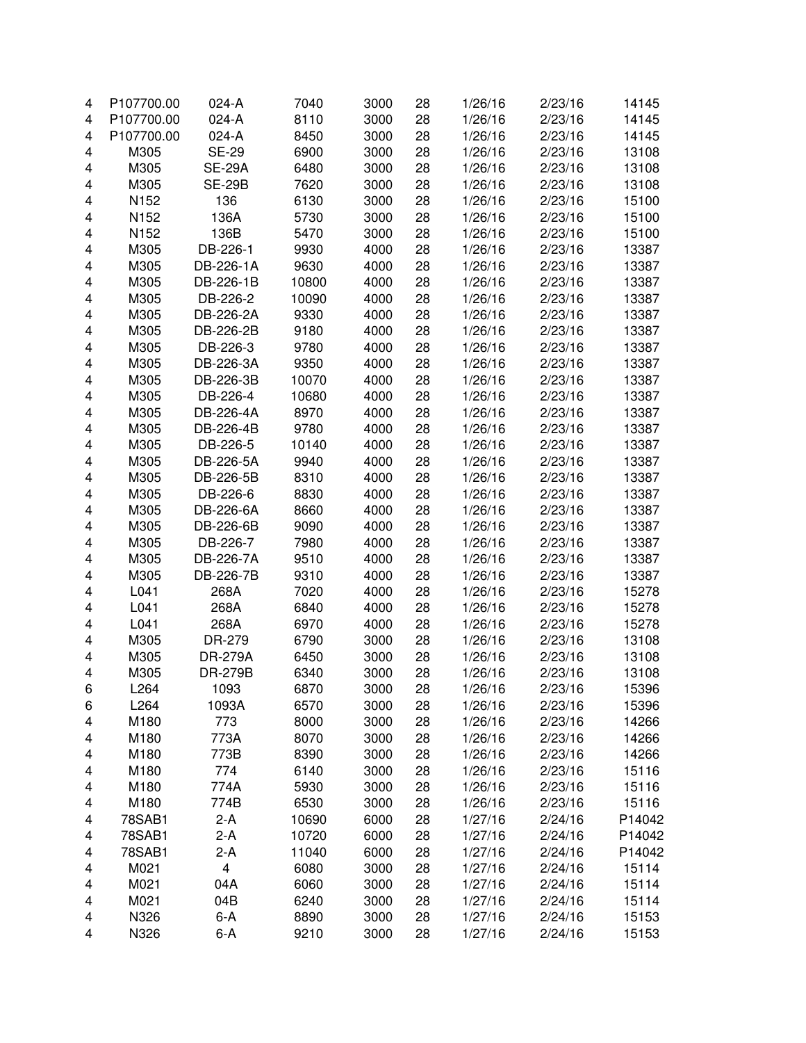| | | | | | | | | |
|---|---|---|---|---|---|---|---|---|
| 4 | P107700.00 | 024-A | 7040 | 3000 | 28 | 1/26/16 | 2/23/16 | 14145 |
| 4 | P107700.00 | 024-A | 8110 | 3000 | 28 | 1/26/16 | 2/23/16 | 14145 |
| 4 | P107700.00 | 024-A | 8450 | 3000 | 28 | 1/26/16 | 2/23/16 | 14145 |
| 4 | M305 | SE-29 | 6900 | 3000 | 28 | 1/26/16 | 2/23/16 | 13108 |
| 4 | M305 | SE-29A | 6480 | 3000 | 28 | 1/26/16 | 2/23/16 | 13108 |
| 4 | M305 | SE-29B | 7620 | 3000 | 28 | 1/26/16 | 2/23/16 | 13108 |
| 4 | N152 | 136 | 6130 | 3000 | 28 | 1/26/16 | 2/23/16 | 15100 |
| 4 | N152 | 136A | 5730 | 3000 | 28 | 1/26/16 | 2/23/16 | 15100 |
| 4 | N152 | 136B | 5470 | 3000 | 28 | 1/26/16 | 2/23/16 | 15100 |
| 4 | M305 | DB-226-1 | 9930 | 4000 | 28 | 1/26/16 | 2/23/16 | 13387 |
| 4 | M305 | DB-226-1A | 9630 | 4000 | 28 | 1/26/16 | 2/23/16 | 13387 |
| 4 | M305 | DB-226-1B | 10800 | 4000 | 28 | 1/26/16 | 2/23/16 | 13387 |
| 4 | M305 | DB-226-2 | 10090 | 4000 | 28 | 1/26/16 | 2/23/16 | 13387 |
| 4 | M305 | DB-226-2A | 9330 | 4000 | 28 | 1/26/16 | 2/23/16 | 13387 |
| 4 | M305 | DB-226-2B | 9180 | 4000 | 28 | 1/26/16 | 2/23/16 | 13387 |
| 4 | M305 | DB-226-3 | 9780 | 4000 | 28 | 1/26/16 | 2/23/16 | 13387 |
| 4 | M305 | DB-226-3A | 9350 | 4000 | 28 | 1/26/16 | 2/23/16 | 13387 |
| 4 | M305 | DB-226-3B | 10070 | 4000 | 28 | 1/26/16 | 2/23/16 | 13387 |
| 4 | M305 | DB-226-4 | 10680 | 4000 | 28 | 1/26/16 | 2/23/16 | 13387 |
| 4 | M305 | DB-226-4A | 8970 | 4000 | 28 | 1/26/16 | 2/23/16 | 13387 |
| 4 | M305 | DB-226-4B | 9780 | 4000 | 28 | 1/26/16 | 2/23/16 | 13387 |
| 4 | M305 | DB-226-5 | 10140 | 4000 | 28 | 1/26/16 | 2/23/16 | 13387 |
| 4 | M305 | DB-226-5A | 9940 | 4000 | 28 | 1/26/16 | 2/23/16 | 13387 |
| 4 | M305 | DB-226-5B | 8310 | 4000 | 28 | 1/26/16 | 2/23/16 | 13387 |
| 4 | M305 | DB-226-6 | 8830 | 4000 | 28 | 1/26/16 | 2/23/16 | 13387 |
| 4 | M305 | DB-226-6A | 8660 | 4000 | 28 | 1/26/16 | 2/23/16 | 13387 |
| 4 | M305 | DB-226-6B | 9090 | 4000 | 28 | 1/26/16 | 2/23/16 | 13387 |
| 4 | M305 | DB-226-7 | 7980 | 4000 | 28 | 1/26/16 | 2/23/16 | 13387 |
| 4 | M305 | DB-226-7A | 9510 | 4000 | 28 | 1/26/16 | 2/23/16 | 13387 |
| 4 | M305 | DB-226-7B | 9310 | 4000 | 28 | 1/26/16 | 2/23/16 | 13387 |
| 4 | L041 | 268A | 7020 | 4000 | 28 | 1/26/16 | 2/23/16 | 15278 |
| 4 | L041 | 268A | 6840 | 4000 | 28 | 1/26/16 | 2/23/16 | 15278 |
| 4 | L041 | 268A | 6970 | 4000 | 28 | 1/26/16 | 2/23/16 | 15278 |
| 4 | M305 | DR-279 | 6790 | 3000 | 28 | 1/26/16 | 2/23/16 | 13108 |
| 4 | M305 | DR-279A | 6450 | 3000 | 28 | 1/26/16 | 2/23/16 | 13108 |
| 4 | M305 | DR-279B | 6340 | 3000 | 28 | 1/26/16 | 2/23/16 | 13108 |
| 6 | L264 | 1093 | 6870 | 3000 | 28 | 1/26/16 | 2/23/16 | 15396 |
| 6 | L264 | 1093A | 6570 | 3000 | 28 | 1/26/16 | 2/23/16 | 15396 |
| 4 | M180 | 773 | 8000 | 3000 | 28 | 1/26/16 | 2/23/16 | 14266 |
| 4 | M180 | 773A | 8070 | 3000 | 28 | 1/26/16 | 2/23/16 | 14266 |
| 4 | M180 | 773B | 8390 | 3000 | 28 | 1/26/16 | 2/23/16 | 14266 |
| 4 | M180 | 774 | 6140 | 3000 | 28 | 1/26/16 | 2/23/16 | 15116 |
| 4 | M180 | 774A | 5930 | 3000 | 28 | 1/26/16 | 2/23/16 | 15116 |
| 4 | M180 | 774B | 6530 | 3000 | 28 | 1/26/16 | 2/23/16 | 15116 |
| 4 | 78SAB1 | 2-A | 10690 | 6000 | 28 | 1/27/16 | 2/24/16 | P14042 |
| 4 | 78SAB1 | 2-A | 10720 | 6000 | 28 | 1/27/16 | 2/24/16 | P14042 |
| 4 | 78SAB1 | 2-A | 11040 | 6000 | 28 | 1/27/16 | 2/24/16 | P14042 |
| 4 | M021 | 4 | 6080 | 3000 | 28 | 1/27/16 | 2/24/16 | 15114 |
| 4 | M021 | 04A | 6060 | 3000 | 28 | 1/27/16 | 2/24/16 | 15114 |
| 4 | M021 | 04B | 6240 | 3000 | 28 | 1/27/16 | 2/24/16 | 15114 |
| 4 | N326 | 6-A | 8890 | 3000 | 28 | 1/27/16 | 2/24/16 | 15153 |
| 4 | N326 | 6-A | 9210 | 3000 | 28 | 1/27/16 | 2/24/16 | 15153 |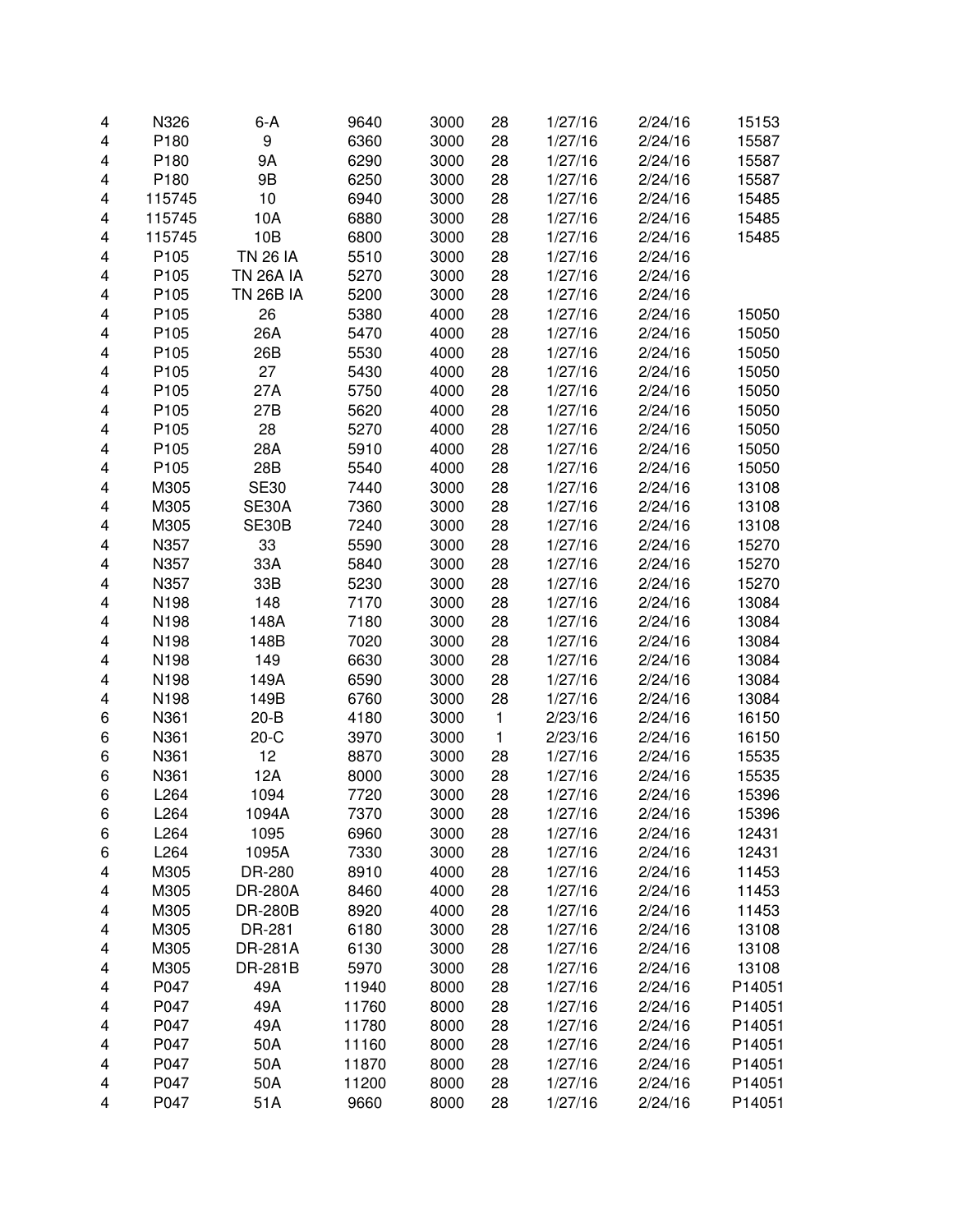| | | | | | | | | |
|---|---|---|---|---|---|---|---|---|
| 4 | N326 | 6-A | 9640 | 3000 | 28 | 1/27/16 | 2/24/16 | 15153 |
| 4 | P180 | 9 | 6360 | 3000 | 28 | 1/27/16 | 2/24/16 | 15587 |
| 4 | P180 | 9A | 6290 | 3000 | 28 | 1/27/16 | 2/24/16 | 15587 |
| 4 | P180 | 9B | 6250 | 3000 | 28 | 1/27/16 | 2/24/16 | 15587 |
| 4 | 115745 | 10 | 6940 | 3000 | 28 | 1/27/16 | 2/24/16 | 15485 |
| 4 | 115745 | 10A | 6880 | 3000 | 28 | 1/27/16 | 2/24/16 | 15485 |
| 4 | 115745 | 10B | 6800 | 3000 | 28 | 1/27/16 | 2/24/16 | 15485 |
| 4 | P105 | TN 26 IA | 5510 | 3000 | 28 | 1/27/16 | 2/24/16 | |
| 4 | P105 | TN 26A IA | 5270 | 3000 | 28 | 1/27/16 | 2/24/16 | |
| 4 | P105 | TN 26B IA | 5200 | 3000 | 28 | 1/27/16 | 2/24/16 | |
| 4 | P105 | 26 | 5380 | 4000 | 28 | 1/27/16 | 2/24/16 | 15050 |
| 4 | P105 | 26A | 5470 | 4000 | 28 | 1/27/16 | 2/24/16 | 15050 |
| 4 | P105 | 26B | 5530 | 4000 | 28 | 1/27/16 | 2/24/16 | 15050 |
| 4 | P105 | 27 | 5430 | 4000 | 28 | 1/27/16 | 2/24/16 | 15050 |
| 4 | P105 | 27A | 5750 | 4000 | 28 | 1/27/16 | 2/24/16 | 15050 |
| 4 | P105 | 27B | 5620 | 4000 | 28 | 1/27/16 | 2/24/16 | 15050 |
| 4 | P105 | 28 | 5270 | 4000 | 28 | 1/27/16 | 2/24/16 | 15050 |
| 4 | P105 | 28A | 5910 | 4000 | 28 | 1/27/16 | 2/24/16 | 15050 |
| 4 | P105 | 28B | 5540 | 4000 | 28 | 1/27/16 | 2/24/16 | 15050 |
| 4 | M305 | SE30 | 7440 | 3000 | 28 | 1/27/16 | 2/24/16 | 13108 |
| 4 | M305 | SE30A | 7360 | 3000 | 28 | 1/27/16 | 2/24/16 | 13108 |
| 4 | M305 | SE30B | 7240 | 3000 | 28 | 1/27/16 | 2/24/16 | 13108 |
| 4 | N357 | 33 | 5590 | 3000 | 28 | 1/27/16 | 2/24/16 | 15270 |
| 4 | N357 | 33A | 5840 | 3000 | 28 | 1/27/16 | 2/24/16 | 15270 |
| 4 | N357 | 33B | 5230 | 3000 | 28 | 1/27/16 | 2/24/16 | 15270 |
| 4 | N198 | 148 | 7170 | 3000 | 28 | 1/27/16 | 2/24/16 | 13084 |
| 4 | N198 | 148A | 7180 | 3000 | 28 | 1/27/16 | 2/24/16 | 13084 |
| 4 | N198 | 148B | 7020 | 3000 | 28 | 1/27/16 | 2/24/16 | 13084 |
| 4 | N198 | 149 | 6630 | 3000 | 28 | 1/27/16 | 2/24/16 | 13084 |
| 4 | N198 | 149A | 6590 | 3000 | 28 | 1/27/16 | 2/24/16 | 13084 |
| 4 | N198 | 149B | 6760 | 3000 | 28 | 1/27/16 | 2/24/16 | 13084 |
| 6 | N361 | 20-B | 4180 | 3000 | 1 | 2/23/16 | 2/24/16 | 16150 |
| 6 | N361 | 20-C | 3970 | 3000 | 1 | 2/23/16 | 2/24/16 | 16150 |
| 6 | N361 | 12 | 8870 | 3000 | 28 | 1/27/16 | 2/24/16 | 15535 |
| 6 | N361 | 12A | 8000 | 3000 | 28 | 1/27/16 | 2/24/16 | 15535 |
| 6 | L264 | 1094 | 7720 | 3000 | 28 | 1/27/16 | 2/24/16 | 15396 |
| 6 | L264 | 1094A | 7370 | 3000 | 28 | 1/27/16 | 2/24/16 | 15396 |
| 6 | L264 | 1095 | 6960 | 3000 | 28 | 1/27/16 | 2/24/16 | 12431 |
| 6 | L264 | 1095A | 7330 | 3000 | 28 | 1/27/16 | 2/24/16 | 12431 |
| 4 | M305 | DR-280 | 8910 | 4000 | 28 | 1/27/16 | 2/24/16 | 11453 |
| 4 | M305 | DR-280A | 8460 | 4000 | 28 | 1/27/16 | 2/24/16 | 11453 |
| 4 | M305 | DR-280B | 8920 | 4000 | 28 | 1/27/16 | 2/24/16 | 11453 |
| 4 | M305 | DR-281 | 6180 | 3000 | 28 | 1/27/16 | 2/24/16 | 13108 |
| 4 | M305 | DR-281A | 6130 | 3000 | 28 | 1/27/16 | 2/24/16 | 13108 |
| 4 | M305 | DR-281B | 5970 | 3000 | 28 | 1/27/16 | 2/24/16 | 13108 |
| 4 | P047 | 49A | 11940 | 8000 | 28 | 1/27/16 | 2/24/16 | P14051 |
| 4 | P047 | 49A | 11760 | 8000 | 28 | 1/27/16 | 2/24/16 | P14051 |
| 4 | P047 | 49A | 11780 | 8000 | 28 | 1/27/16 | 2/24/16 | P14051 |
| 4 | P047 | 50A | 11160 | 8000 | 28 | 1/27/16 | 2/24/16 | P14051 |
| 4 | P047 | 50A | 11870 | 8000 | 28 | 1/27/16 | 2/24/16 | P14051 |
| 4 | P047 | 50A | 11200 | 8000 | 28 | 1/27/16 | 2/24/16 | P14051 |
| 4 | P047 | 51A | 9660 | 8000 | 28 | 1/27/16 | 2/24/16 | P14051 |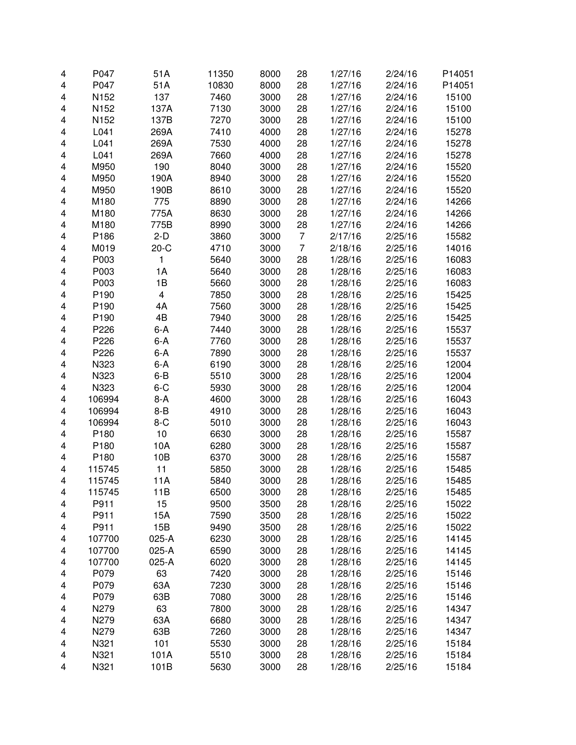| | | | | | | | | |
|---|---|---|---|---|---|---|---|---|
| 4 | P047 | 51A | 11350 | 8000 | 28 | 1/27/16 | 2/24/16 | P14051 |
| 4 | P047 | 51A | 10830 | 8000 | 28 | 1/27/16 | 2/24/16 | P14051 |
| 4 | N152 | 137 | 7460 | 3000 | 28 | 1/27/16 | 2/24/16 | 15100 |
| 4 | N152 | 137A | 7130 | 3000 | 28 | 1/27/16 | 2/24/16 | 15100 |
| 4 | N152 | 137B | 7270 | 3000 | 28 | 1/27/16 | 2/24/16 | 15100 |
| 4 | L041 | 269A | 7410 | 4000 | 28 | 1/27/16 | 2/24/16 | 15278 |
| 4 | L041 | 269A | 7530 | 4000 | 28 | 1/27/16 | 2/24/16 | 15278 |
| 4 | L041 | 269A | 7660 | 4000 | 28 | 1/27/16 | 2/24/16 | 15278 |
| 4 | M950 | 190 | 8040 | 3000 | 28 | 1/27/16 | 2/24/16 | 15520 |
| 4 | M950 | 190A | 8940 | 3000 | 28 | 1/27/16 | 2/24/16 | 15520 |
| 4 | M950 | 190B | 8610 | 3000 | 28 | 1/27/16 | 2/24/16 | 15520 |
| 4 | M180 | 775 | 8890 | 3000 | 28 | 1/27/16 | 2/24/16 | 14266 |
| 4 | M180 | 775A | 8630 | 3000 | 28 | 1/27/16 | 2/24/16 | 14266 |
| 4 | M180 | 775B | 8990 | 3000 | 28 | 1/27/16 | 2/24/16 | 14266 |
| 4 | P186 | 2-D | 3860 | 3000 | 7 | 2/17/16 | 2/25/16 | 15582 |
| 4 | M019 | 20-C | 4710 | 3000 | 7 | 2/18/16 | 2/25/16 | 14016 |
| 4 | P003 | 1 | 5640 | 3000 | 28 | 1/28/16 | 2/25/16 | 16083 |
| 4 | P003 | 1A | 5640 | 3000 | 28 | 1/28/16 | 2/25/16 | 16083 |
| 4 | P003 | 1B | 5660 | 3000 | 28 | 1/28/16 | 2/25/16 | 16083 |
| 4 | P190 | 4 | 7850 | 3000 | 28 | 1/28/16 | 2/25/16 | 15425 |
| 4 | P190 | 4A | 7560 | 3000 | 28 | 1/28/16 | 2/25/16 | 15425 |
| 4 | P190 | 4B | 7940 | 3000 | 28 | 1/28/16 | 2/25/16 | 15425 |
| 4 | P226 | 6-A | 7440 | 3000 | 28 | 1/28/16 | 2/25/16 | 15537 |
| 4 | P226 | 6-A | 7760 | 3000 | 28 | 1/28/16 | 2/25/16 | 15537 |
| 4 | P226 | 6-A | 7890 | 3000 | 28 | 1/28/16 | 2/25/16 | 15537 |
| 4 | N323 | 6-A | 6190 | 3000 | 28 | 1/28/16 | 2/25/16 | 12004 |
| 4 | N323 | 6-B | 5510 | 3000 | 28 | 1/28/16 | 2/25/16 | 12004 |
| 4 | N323 | 6-C | 5930 | 3000 | 28 | 1/28/16 | 2/25/16 | 12004 |
| 4 | 106994 | 8-A | 4600 | 3000 | 28 | 1/28/16 | 2/25/16 | 16043 |
| 4 | 106994 | 8-B | 4910 | 3000 | 28 | 1/28/16 | 2/25/16 | 16043 |
| 4 | 106994 | 8-C | 5010 | 3000 | 28 | 1/28/16 | 2/25/16 | 16043 |
| 4 | P180 | 10 | 6630 | 3000 | 28 | 1/28/16 | 2/25/16 | 15587 |
| 4 | P180 | 10A | 6280 | 3000 | 28 | 1/28/16 | 2/25/16 | 15587 |
| 4 | P180 | 10B | 6370 | 3000 | 28 | 1/28/16 | 2/25/16 | 15587 |
| 4 | 115745 | 11 | 5850 | 3000 | 28 | 1/28/16 | 2/25/16 | 15485 |
| 4 | 115745 | 11A | 5840 | 3000 | 28 | 1/28/16 | 2/25/16 | 15485 |
| 4 | 115745 | 11B | 6500 | 3000 | 28 | 1/28/16 | 2/25/16 | 15485 |
| 4 | P911 | 15 | 9500 | 3500 | 28 | 1/28/16 | 2/25/16 | 15022 |
| 4 | P911 | 15A | 7590 | 3500 | 28 | 1/28/16 | 2/25/16 | 15022 |
| 4 | P911 | 15B | 9490 | 3500 | 28 | 1/28/16 | 2/25/16 | 15022 |
| 4 | 107700 | 025-A | 6230 | 3000 | 28 | 1/28/16 | 2/25/16 | 14145 |
| 4 | 107700 | 025-A | 6590 | 3000 | 28 | 1/28/16 | 2/25/16 | 14145 |
| 4 | 107700 | 025-A | 6020 | 3000 | 28 | 1/28/16 | 2/25/16 | 14145 |
| 4 | P079 | 63 | 7420 | 3000 | 28 | 1/28/16 | 2/25/16 | 15146 |
| 4 | P079 | 63A | 7230 | 3000 | 28 | 1/28/16 | 2/25/16 | 15146 |
| 4 | P079 | 63B | 7080 | 3000 | 28 | 1/28/16 | 2/25/16 | 15146 |
| 4 | N279 | 63 | 7800 | 3000 | 28 | 1/28/16 | 2/25/16 | 14347 |
| 4 | N279 | 63A | 6680 | 3000 | 28 | 1/28/16 | 2/25/16 | 14347 |
| 4 | N279 | 63B | 7260 | 3000 | 28 | 1/28/16 | 2/25/16 | 14347 |
| 4 | N321 | 101 | 5530 | 3000 | 28 | 1/28/16 | 2/25/16 | 15184 |
| 4 | N321 | 101A | 5510 | 3000 | 28 | 1/28/16 | 2/25/16 | 15184 |
| 4 | N321 | 101B | 5630 | 3000 | 28 | 1/28/16 | 2/25/16 | 15184 |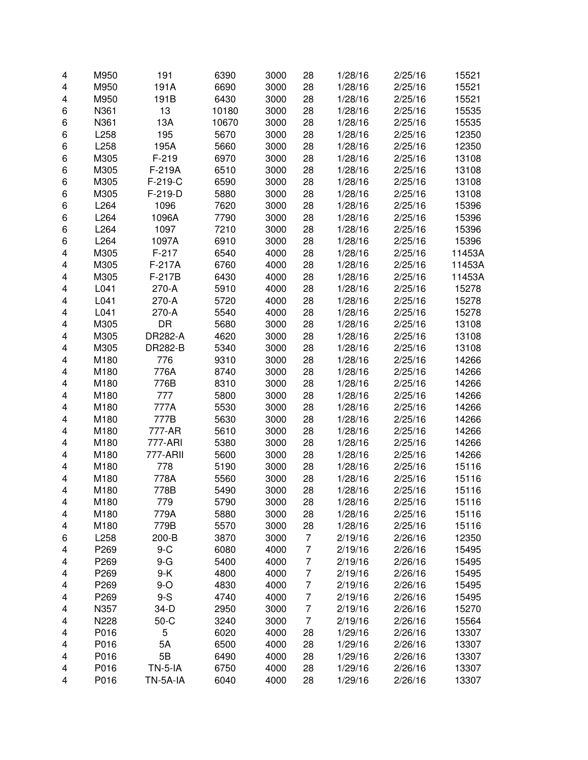| | | | | | | | | |
|---|---|---|---|---|---|---|---|---|
| 4 | M950 | 191 | 6390 | 3000 | 28 | 1/28/16 | 2/25/16 | 15521 |
| 4 | M950 | 191A | 6690 | 3000 | 28 | 1/28/16 | 2/25/16 | 15521 |
| 4 | M950 | 191B | 6430 | 3000 | 28 | 1/28/16 | 2/25/16 | 15521 |
| 6 | N361 | 13 | 10180 | 3000 | 28 | 1/28/16 | 2/25/16 | 15535 |
| 6 | N361 | 13A | 10670 | 3000 | 28 | 1/28/16 | 2/25/16 | 15535 |
| 6 | L258 | 195 | 5670 | 3000 | 28 | 1/28/16 | 2/25/16 | 12350 |
| 6 | L258 | 195A | 5660 | 3000 | 28 | 1/28/16 | 2/25/16 | 12350 |
| 6 | M305 | F-219 | 6970 | 3000 | 28 | 1/28/16 | 2/25/16 | 13108 |
| 6 | M305 | F-219A | 6510 | 3000 | 28 | 1/28/16 | 2/25/16 | 13108 |
| 6 | M305 | F-219-C | 6590 | 3000 | 28 | 1/28/16 | 2/25/16 | 13108 |
| 6 | M305 | F-219-D | 5880 | 3000 | 28 | 1/28/16 | 2/25/16 | 13108 |
| 6 | L264 | 1096 | 7620 | 3000 | 28 | 1/28/16 | 2/25/16 | 15396 |
| 6 | L264 | 1096A | 7790 | 3000 | 28 | 1/28/16 | 2/25/16 | 15396 |
| 6 | L264 | 1097 | 7210 | 3000 | 28 | 1/28/16 | 2/25/16 | 15396 |
| 6 | L264 | 1097A | 6910 | 3000 | 28 | 1/28/16 | 2/25/16 | 15396 |
| 4 | M305 | F-217 | 6540 | 4000 | 28 | 1/28/16 | 2/25/16 | 11453A |
| 4 | M305 | F-217A | 6760 | 4000 | 28 | 1/28/16 | 2/25/16 | 11453A |
| 4 | M305 | F-217B | 6430 | 4000 | 28 | 1/28/16 | 2/25/16 | 11453A |
| 4 | L041 | 270-A | 5910 | 4000 | 28 | 1/28/16 | 2/25/16 | 15278 |
| 4 | L041 | 270-A | 5720 | 4000 | 28 | 1/28/16 | 2/25/16 | 15278 |
| 4 | L041 | 270-A | 5540 | 4000 | 28 | 1/28/16 | 2/25/16 | 15278 |
| 4 | M305 | DR | 5680 | 3000 | 28 | 1/28/16 | 2/25/16 | 13108 |
| 4 | M305 | DR282-A | 4620 | 3000 | 28 | 1/28/16 | 2/25/16 | 13108 |
| 4 | M305 | DR282-B | 5340 | 3000 | 28 | 1/28/16 | 2/25/16 | 13108 |
| 4 | M180 | 776 | 9310 | 3000 | 28 | 1/28/16 | 2/25/16 | 14266 |
| 4 | M180 | 776A | 8740 | 3000 | 28 | 1/28/16 | 2/25/16 | 14266 |
| 4 | M180 | 776B | 8310 | 3000 | 28 | 1/28/16 | 2/25/16 | 14266 |
| 4 | M180 | 777 | 5800 | 3000 | 28 | 1/28/16 | 2/25/16 | 14266 |
| 4 | M180 | 777A | 5530 | 3000 | 28 | 1/28/16 | 2/25/16 | 14266 |
| 4 | M180 | 777B | 5630 | 3000 | 28 | 1/28/16 | 2/25/16 | 14266 |
| 4 | M180 | 777-AR | 5610 | 3000 | 28 | 1/28/16 | 2/25/16 | 14266 |
| 4 | M180 | 777-ARI | 5380 | 3000 | 28 | 1/28/16 | 2/25/16 | 14266 |
| 4 | M180 | 777-ARII | 5600 | 3000 | 28 | 1/28/16 | 2/25/16 | 14266 |
| 4 | M180 | 778 | 5190 | 3000 | 28 | 1/28/16 | 2/25/16 | 15116 |
| 4 | M180 | 778A | 5560 | 3000 | 28 | 1/28/16 | 2/25/16 | 15116 |
| 4 | M180 | 778B | 5490 | 3000 | 28 | 1/28/16 | 2/25/16 | 15116 |
| 4 | M180 | 779 | 5790 | 3000 | 28 | 1/28/16 | 2/25/16 | 15116 |
| 4 | M180 | 779A | 5880 | 3000 | 28 | 1/28/16 | 2/25/16 | 15116 |
| 4 | M180 | 779B | 5570 | 3000 | 28 | 1/28/16 | 2/25/16 | 15116 |
| 6 | L258 | 200-B | 3870 | 3000 | 7 | 2/19/16 | 2/26/16 | 12350 |
| 4 | P269 | 9-C | 6080 | 4000 | 7 | 2/19/16 | 2/26/16 | 15495 |
| 4 | P269 | 9-G | 5400 | 4000 | 7 | 2/19/16 | 2/26/16 | 15495 |
| 4 | P269 | 9-K | 4800 | 4000 | 7 | 2/19/16 | 2/26/16 | 15495 |
| 4 | P269 | 9-O | 4830 | 4000 | 7 | 2/19/16 | 2/26/16 | 15495 |
| 4 | P269 | 9-S | 4740 | 4000 | 7 | 2/19/16 | 2/26/16 | 15495 |
| 4 | N357 | 34-D | 2950 | 3000 | 7 | 2/19/16 | 2/26/16 | 15270 |
| 4 | N228 | 50-C | 3240 | 3000 | 7 | 2/19/16 | 2/26/16 | 15564 |
| 4 | P016 | 5 | 6020 | 4000 | 28 | 1/29/16 | 2/26/16 | 13307 |
| 4 | P016 | 5A | 6500 | 4000 | 28 | 1/29/16 | 2/26/16 | 13307 |
| 4 | P016 | 5B | 6490 | 4000 | 28 | 1/29/16 | 2/26/16 | 13307 |
| 4 | P016 | TN-5-IA | 6750 | 4000 | 28 | 1/29/16 | 2/26/16 | 13307 |
| 4 | P016 | TN-5A-IA | 6040 | 4000 | 28 | 1/29/16 | 2/26/16 | 13307 |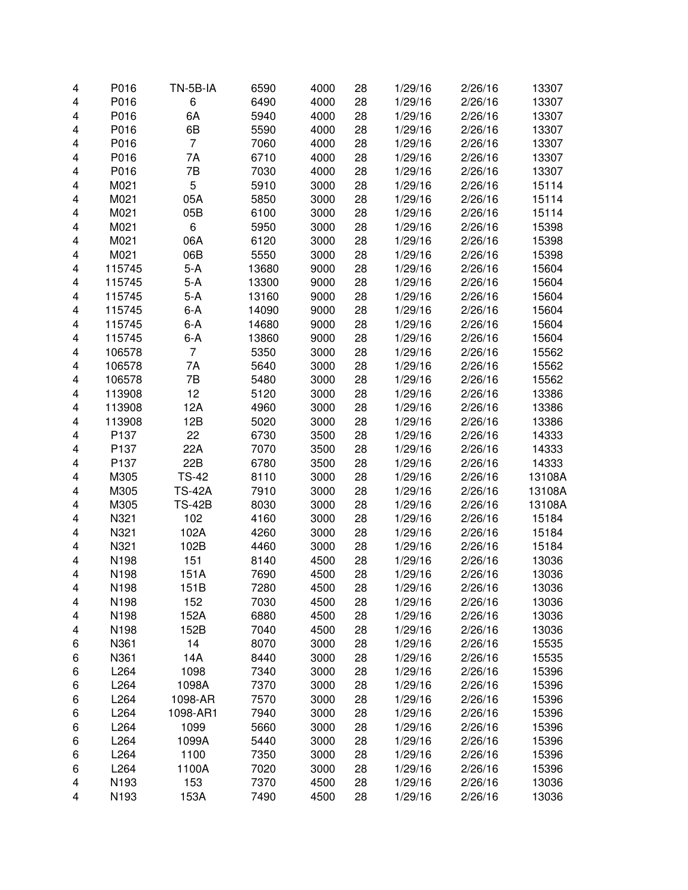| | | | | | | | | |
|---|---|---|---|---|---|---|---|---|
| 4 | P016 | TN-5B-IA | 6590 | 4000 | 28 | 1/29/16 | 2/26/16 | 13307 |
| 4 | P016 | 6 | 6490 | 4000 | 28 | 1/29/16 | 2/26/16 | 13307 |
| 4 | P016 | 6A | 5940 | 4000 | 28 | 1/29/16 | 2/26/16 | 13307 |
| 4 | P016 | 6B | 5590 | 4000 | 28 | 1/29/16 | 2/26/16 | 13307 |
| 4 | P016 | 7 | 7060 | 4000 | 28 | 1/29/16 | 2/26/16 | 13307 |
| 4 | P016 | 7A | 6710 | 4000 | 28 | 1/29/16 | 2/26/16 | 13307 |
| 4 | P016 | 7B | 7030 | 4000 | 28 | 1/29/16 | 2/26/16 | 13307 |
| 4 | M021 | 5 | 5910 | 3000 | 28 | 1/29/16 | 2/26/16 | 15114 |
| 4 | M021 | 05A | 5850 | 3000 | 28 | 1/29/16 | 2/26/16 | 15114 |
| 4 | M021 | 05B | 6100 | 3000 | 28 | 1/29/16 | 2/26/16 | 15114 |
| 4 | M021 | 6 | 5950 | 3000 | 28 | 1/29/16 | 2/26/16 | 15398 |
| 4 | M021 | 06A | 6120 | 3000 | 28 | 1/29/16 | 2/26/16 | 15398 |
| 4 | M021 | 06B | 5550 | 3000 | 28 | 1/29/16 | 2/26/16 | 15398 |
| 4 | 115745 | 5-A | 13680 | 9000 | 28 | 1/29/16 | 2/26/16 | 15604 |
| 4 | 115745 | 5-A | 13300 | 9000 | 28 | 1/29/16 | 2/26/16 | 15604 |
| 4 | 115745 | 5-A | 13160 | 9000 | 28 | 1/29/16 | 2/26/16 | 15604 |
| 4 | 115745 | 6-A | 14090 | 9000 | 28 | 1/29/16 | 2/26/16 | 15604 |
| 4 | 115745 | 6-A | 14680 | 9000 | 28 | 1/29/16 | 2/26/16 | 15604 |
| 4 | 115745 | 6-A | 13860 | 9000 | 28 | 1/29/16 | 2/26/16 | 15604 |
| 4 | 106578 | 7 | 5350 | 3000 | 28 | 1/29/16 | 2/26/16 | 15562 |
| 4 | 106578 | 7A | 5640 | 3000 | 28 | 1/29/16 | 2/26/16 | 15562 |
| 4 | 106578 | 7B | 5480 | 3000 | 28 | 1/29/16 | 2/26/16 | 15562 |
| 4 | 113908 | 12 | 5120 | 3000 | 28 | 1/29/16 | 2/26/16 | 13386 |
| 4 | 113908 | 12A | 4960 | 3000 | 28 | 1/29/16 | 2/26/16 | 13386 |
| 4 | 113908 | 12B | 5020 | 3000 | 28 | 1/29/16 | 2/26/16 | 13386 |
| 4 | P137 | 22 | 6730 | 3500 | 28 | 1/29/16 | 2/26/16 | 14333 |
| 4 | P137 | 22A | 7070 | 3500 | 28 | 1/29/16 | 2/26/16 | 14333 |
| 4 | P137 | 22B | 6780 | 3500 | 28 | 1/29/16 | 2/26/16 | 14333 |
| 4 | M305 | TS-42 | 8110 | 3000 | 28 | 1/29/16 | 2/26/16 | 13108A |
| 4 | M305 | TS-42A | 7910 | 3000 | 28 | 1/29/16 | 2/26/16 | 13108A |
| 4 | M305 | TS-42B | 8030 | 3000 | 28 | 1/29/16 | 2/26/16 | 13108A |
| 4 | N321 | 102 | 4160 | 3000 | 28 | 1/29/16 | 2/26/16 | 15184 |
| 4 | N321 | 102A | 4260 | 3000 | 28 | 1/29/16 | 2/26/16 | 15184 |
| 4 | N321 | 102B | 4460 | 3000 | 28 | 1/29/16 | 2/26/16 | 15184 |
| 4 | N198 | 151 | 8140 | 4500 | 28 | 1/29/16 | 2/26/16 | 13036 |
| 4 | N198 | 151A | 7690 | 4500 | 28 | 1/29/16 | 2/26/16 | 13036 |
| 4 | N198 | 151B | 7280 | 4500 | 28 | 1/29/16 | 2/26/16 | 13036 |
| 4 | N198 | 152 | 7030 | 4500 | 28 | 1/29/16 | 2/26/16 | 13036 |
| 4 | N198 | 152A | 6880 | 4500 | 28 | 1/29/16 | 2/26/16 | 13036 |
| 4 | N198 | 152B | 7040 | 4500 | 28 | 1/29/16 | 2/26/16 | 13036 |
| 6 | N361 | 14 | 8070 | 3000 | 28 | 1/29/16 | 2/26/16 | 15535 |
| 6 | N361 | 14A | 8440 | 3000 | 28 | 1/29/16 | 2/26/16 | 15535 |
| 6 | L264 | 1098 | 7340 | 3000 | 28 | 1/29/16 | 2/26/16 | 15396 |
| 6 | L264 | 1098A | 7370 | 3000 | 28 | 1/29/16 | 2/26/16 | 15396 |
| 6 | L264 | 1098-AR | 7570 | 3000 | 28 | 1/29/16 | 2/26/16 | 15396 |
| 6 | L264 | 1098-AR1 | 7940 | 3000 | 28 | 1/29/16 | 2/26/16 | 15396 |
| 6 | L264 | 1099 | 5660 | 3000 | 28 | 1/29/16 | 2/26/16 | 15396 |
| 6 | L264 | 1099A | 5440 | 3000 | 28 | 1/29/16 | 2/26/16 | 15396 |
| 6 | L264 | 1100 | 7350 | 3000 | 28 | 1/29/16 | 2/26/16 | 15396 |
| 6 | L264 | 1100A | 7020 | 3000 | 28 | 1/29/16 | 2/26/16 | 15396 |
| 4 | N193 | 153 | 7370 | 4500 | 28 | 1/29/16 | 2/26/16 | 13036 |
| 4 | N193 | 153A | 7490 | 4500 | 28 | 1/29/16 | 2/26/16 | 13036 |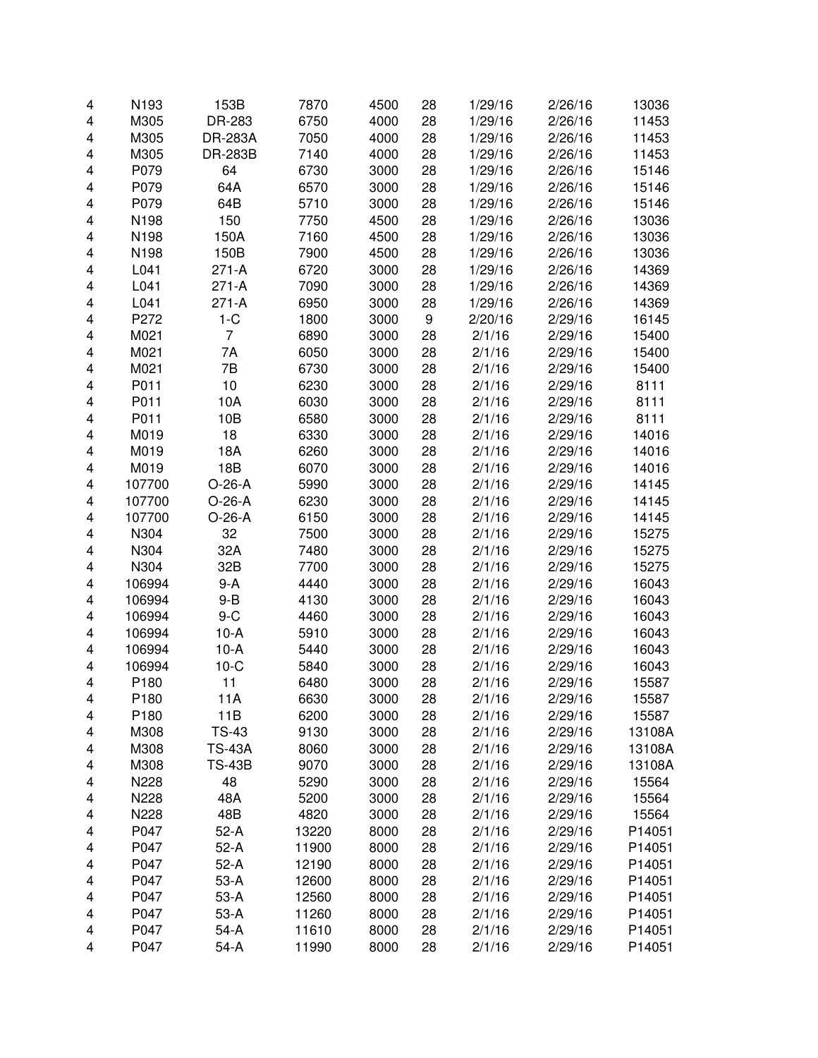| | | | | | | | | |
|---|---|---|---|---|---|---|---|---|
| 4 | N193 | 153B | 7870 | 4500 | 28 | 1/29/16 | 2/26/16 | 13036 |
| 4 | M305 | DR-283 | 6750 | 4000 | 28 | 1/29/16 | 2/26/16 | 11453 |
| 4 | M305 | DR-283A | 7050 | 4000 | 28 | 1/29/16 | 2/26/16 | 11453 |
| 4 | M305 | DR-283B | 7140 | 4000 | 28 | 1/29/16 | 2/26/16 | 11453 |
| 4 | P079 | 64 | 6730 | 3000 | 28 | 1/29/16 | 2/26/16 | 15146 |
| 4 | P079 | 64A | 6570 | 3000 | 28 | 1/29/16 | 2/26/16 | 15146 |
| 4 | P079 | 64B | 5710 | 3000 | 28 | 1/29/16 | 2/26/16 | 15146 |
| 4 | N198 | 150 | 7750 | 4500 | 28 | 1/29/16 | 2/26/16 | 13036 |
| 4 | N198 | 150A | 7160 | 4500 | 28 | 1/29/16 | 2/26/16 | 13036 |
| 4 | N198 | 150B | 7900 | 4500 | 28 | 1/29/16 | 2/26/16 | 13036 |
| 4 | L041 | 271-A | 6720 | 3000 | 28 | 1/29/16 | 2/26/16 | 14369 |
| 4 | L041 | 271-A | 7090 | 3000 | 28 | 1/29/16 | 2/26/16 | 14369 |
| 4 | L041 | 271-A | 6950 | 3000 | 28 | 1/29/16 | 2/26/16 | 14369 |
| 4 | P272 | 1-C | 1800 | 3000 | 9 | 2/20/16 | 2/29/16 | 16145 |
| 4 | M021 | 7 | 6890 | 3000 | 28 | 2/1/16 | 2/29/16 | 15400 |
| 4 | M021 | 7A | 6050 | 3000 | 28 | 2/1/16 | 2/29/16 | 15400 |
| 4 | M021 | 7B | 6730 | 3000 | 28 | 2/1/16 | 2/29/16 | 15400 |
| 4 | P011 | 10 | 6230 | 3000 | 28 | 2/1/16 | 2/29/16 | 8111 |
| 4 | P011 | 10A | 6030 | 3000 | 28 | 2/1/16 | 2/29/16 | 8111 |
| 4 | P011 | 10B | 6580 | 3000 | 28 | 2/1/16 | 2/29/16 | 8111 |
| 4 | M019 | 18 | 6330 | 3000 | 28 | 2/1/16 | 2/29/16 | 14016 |
| 4 | M019 | 18A | 6260 | 3000 | 28 | 2/1/16 | 2/29/16 | 14016 |
| 4 | M019 | 18B | 6070 | 3000 | 28 | 2/1/16 | 2/29/16 | 14016 |
| 4 | 107700 | O-26-A | 5990 | 3000 | 28 | 2/1/16 | 2/29/16 | 14145 |
| 4 | 107700 | O-26-A | 6230 | 3000 | 28 | 2/1/16 | 2/29/16 | 14145 |
| 4 | 107700 | O-26-A | 6150 | 3000 | 28 | 2/1/16 | 2/29/16 | 14145 |
| 4 | N304 | 32 | 7500 | 3000 | 28 | 2/1/16 | 2/29/16 | 15275 |
| 4 | N304 | 32A | 7480 | 3000 | 28 | 2/1/16 | 2/29/16 | 15275 |
| 4 | N304 | 32B | 7700 | 3000 | 28 | 2/1/16 | 2/29/16 | 15275 |
| 4 | 106994 | 9-A | 4440 | 3000 | 28 | 2/1/16 | 2/29/16 | 16043 |
| 4 | 106994 | 9-B | 4130 | 3000 | 28 | 2/1/16 | 2/29/16 | 16043 |
| 4 | 106994 | 9-C | 4460 | 3000 | 28 | 2/1/16 | 2/29/16 | 16043 |
| 4 | 106994 | 10-A | 5910 | 3000 | 28 | 2/1/16 | 2/29/16 | 16043 |
| 4 | 106994 | 10-A | 5440 | 3000 | 28 | 2/1/16 | 2/29/16 | 16043 |
| 4 | 106994 | 10-C | 5840 | 3000 | 28 | 2/1/16 | 2/29/16 | 16043 |
| 4 | P180 | 11 | 6480 | 3000 | 28 | 2/1/16 | 2/29/16 | 15587 |
| 4 | P180 | 11A | 6630 | 3000 | 28 | 2/1/16 | 2/29/16 | 15587 |
| 4 | P180 | 11B | 6200 | 3000 | 28 | 2/1/16 | 2/29/16 | 15587 |
| 4 | M308 | TS-43 | 9130 | 3000 | 28 | 2/1/16 | 2/29/16 | 13108A |
| 4 | M308 | TS-43A | 8060 | 3000 | 28 | 2/1/16 | 2/29/16 | 13108A |
| 4 | M308 | TS-43B | 9070 | 3000 | 28 | 2/1/16 | 2/29/16 | 13108A |
| 4 | N228 | 48 | 5290 | 3000 | 28 | 2/1/16 | 2/29/16 | 15564 |
| 4 | N228 | 48A | 5200 | 3000 | 28 | 2/1/16 | 2/29/16 | 15564 |
| 4 | N228 | 48B | 4820 | 3000 | 28 | 2/1/16 | 2/29/16 | 15564 |
| 4 | P047 | 52-A | 13220 | 8000 | 28 | 2/1/16 | 2/29/16 | P14051 |
| 4 | P047 | 52-A | 11900 | 8000 | 28 | 2/1/16 | 2/29/16 | P14051 |
| 4 | P047 | 52-A | 12190 | 8000 | 28 | 2/1/16 | 2/29/16 | P14051 |
| 4 | P047 | 53-A | 12600 | 8000 | 28 | 2/1/16 | 2/29/16 | P14051 |
| 4 | P047 | 53-A | 12560 | 8000 | 28 | 2/1/16 | 2/29/16 | P14051 |
| 4 | P047 | 53-A | 11260 | 8000 | 28 | 2/1/16 | 2/29/16 | P14051 |
| 4 | P047 | 54-A | 11610 | 8000 | 28 | 2/1/16 | 2/29/16 | P14051 |
| 4 | P047 | 54-A | 11990 | 8000 | 28 | 2/1/16 | 2/29/16 | P14051 |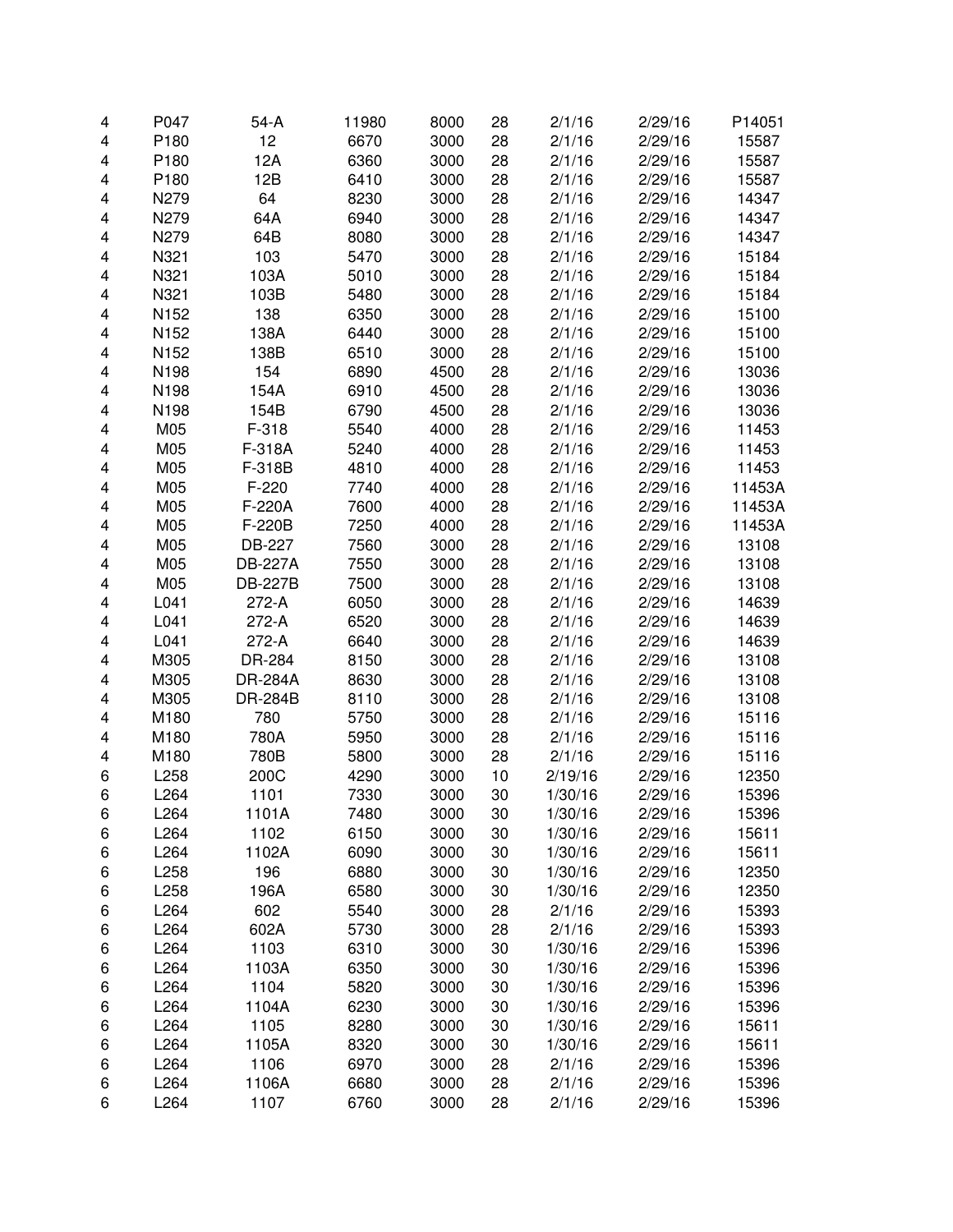| | | | | | | | | |
|---|---|---|---|---|---|---|---|---|
| 4 | P047 | 54-A | 11980 | 8000 | 28 | 2/1/16 | 2/29/16 | P14051 |
| 4 | P180 | 12 | 6670 | 3000 | 28 | 2/1/16 | 2/29/16 | 15587 |
| 4 | P180 | 12A | 6360 | 3000 | 28 | 2/1/16 | 2/29/16 | 15587 |
| 4 | P180 | 12B | 6410 | 3000 | 28 | 2/1/16 | 2/29/16 | 15587 |
| 4 | N279 | 64 | 8230 | 3000 | 28 | 2/1/16 | 2/29/16 | 14347 |
| 4 | N279 | 64A | 6940 | 3000 | 28 | 2/1/16 | 2/29/16 | 14347 |
| 4 | N279 | 64B | 8080 | 3000 | 28 | 2/1/16 | 2/29/16 | 14347 |
| 4 | N321 | 103 | 5470 | 3000 | 28 | 2/1/16 | 2/29/16 | 15184 |
| 4 | N321 | 103A | 5010 | 3000 | 28 | 2/1/16 | 2/29/16 | 15184 |
| 4 | N321 | 103B | 5480 | 3000 | 28 | 2/1/16 | 2/29/16 | 15184 |
| 4 | N152 | 138 | 6350 | 3000 | 28 | 2/1/16 | 2/29/16 | 15100 |
| 4 | N152 | 138A | 6440 | 3000 | 28 | 2/1/16 | 2/29/16 | 15100 |
| 4 | N152 | 138B | 6510 | 3000 | 28 | 2/1/16 | 2/29/16 | 15100 |
| 4 | N198 | 154 | 6890 | 4500 | 28 | 2/1/16 | 2/29/16 | 13036 |
| 4 | N198 | 154A | 6910 | 4500 | 28 | 2/1/16 | 2/29/16 | 13036 |
| 4 | N198 | 154B | 6790 | 4500 | 28 | 2/1/16 | 2/29/16 | 13036 |
| 4 | M05 | F-318 | 5540 | 4000 | 28 | 2/1/16 | 2/29/16 | 11453 |
| 4 | M05 | F-318A | 5240 | 4000 | 28 | 2/1/16 | 2/29/16 | 11453 |
| 4 | M05 | F-318B | 4810 | 4000 | 28 | 2/1/16 | 2/29/16 | 11453 |
| 4 | M05 | F-220 | 7740 | 4000 | 28 | 2/1/16 | 2/29/16 | 11453A |
| 4 | M05 | F-220A | 7600 | 4000 | 28 | 2/1/16 | 2/29/16 | 11453A |
| 4 | M05 | F-220B | 7250 | 4000 | 28 | 2/1/16 | 2/29/16 | 11453A |
| 4 | M05 | DB-227 | 7560 | 3000 | 28 | 2/1/16 | 2/29/16 | 13108 |
| 4 | M05 | DB-227A | 7550 | 3000 | 28 | 2/1/16 | 2/29/16 | 13108 |
| 4 | M05 | DB-227B | 7500 | 3000 | 28 | 2/1/16 | 2/29/16 | 13108 |
| 4 | L041 | 272-A | 6050 | 3000 | 28 | 2/1/16 | 2/29/16 | 14639 |
| 4 | L041 | 272-A | 6520 | 3000 | 28 | 2/1/16 | 2/29/16 | 14639 |
| 4 | L041 | 272-A | 6640 | 3000 | 28 | 2/1/16 | 2/29/16 | 14639 |
| 4 | M305 | DR-284 | 8150 | 3000 | 28 | 2/1/16 | 2/29/16 | 13108 |
| 4 | M305 | DR-284A | 8630 | 3000 | 28 | 2/1/16 | 2/29/16 | 13108 |
| 4 | M305 | DR-284B | 8110 | 3000 | 28 | 2/1/16 | 2/29/16 | 13108 |
| 4 | M180 | 780 | 5750 | 3000 | 28 | 2/1/16 | 2/29/16 | 15116 |
| 4 | M180 | 780A | 5950 | 3000 | 28 | 2/1/16 | 2/29/16 | 15116 |
| 4 | M180 | 780B | 5800 | 3000 | 28 | 2/1/16 | 2/29/16 | 15116 |
| 6 | L258 | 200C | 4290 | 3000 | 10 | 2/19/16 | 2/29/16 | 12350 |
| 6 | L264 | 1101 | 7330 | 3000 | 30 | 1/30/16 | 2/29/16 | 15396 |
| 6 | L264 | 1101A | 7480 | 3000 | 30 | 1/30/16 | 2/29/16 | 15396 |
| 6 | L264 | 1102 | 6150 | 3000 | 30 | 1/30/16 | 2/29/16 | 15611 |
| 6 | L264 | 1102A | 6090 | 3000 | 30 | 1/30/16 | 2/29/16 | 15611 |
| 6 | L258 | 196 | 6880 | 3000 | 30 | 1/30/16 | 2/29/16 | 12350 |
| 6 | L258 | 196A | 6580 | 3000 | 30 | 1/30/16 | 2/29/16 | 12350 |
| 6 | L264 | 602 | 5540 | 3000 | 28 | 2/1/16 | 2/29/16 | 15393 |
| 6 | L264 | 602A | 5730 | 3000 | 28 | 2/1/16 | 2/29/16 | 15393 |
| 6 | L264 | 1103 | 6310 | 3000 | 30 | 1/30/16 | 2/29/16 | 15396 |
| 6 | L264 | 1103A | 6350 | 3000 | 30 | 1/30/16 | 2/29/16 | 15396 |
| 6 | L264 | 1104 | 5820 | 3000 | 30 | 1/30/16 | 2/29/16 | 15396 |
| 6 | L264 | 1104A | 6230 | 3000 | 30 | 1/30/16 | 2/29/16 | 15396 |
| 6 | L264 | 1105 | 8280 | 3000 | 30 | 1/30/16 | 2/29/16 | 15611 |
| 6 | L264 | 1105A | 8320 | 3000 | 30 | 1/30/16 | 2/29/16 | 15611 |
| 6 | L264 | 1106 | 6970 | 3000 | 28 | 2/1/16 | 2/29/16 | 15396 |
| 6 | L264 | 1106A | 6680 | 3000 | 28 | 2/1/16 | 2/29/16 | 15396 |
| 6 | L264 | 1107 | 6760 | 3000 | 28 | 2/1/16 | 2/29/16 | 15396 |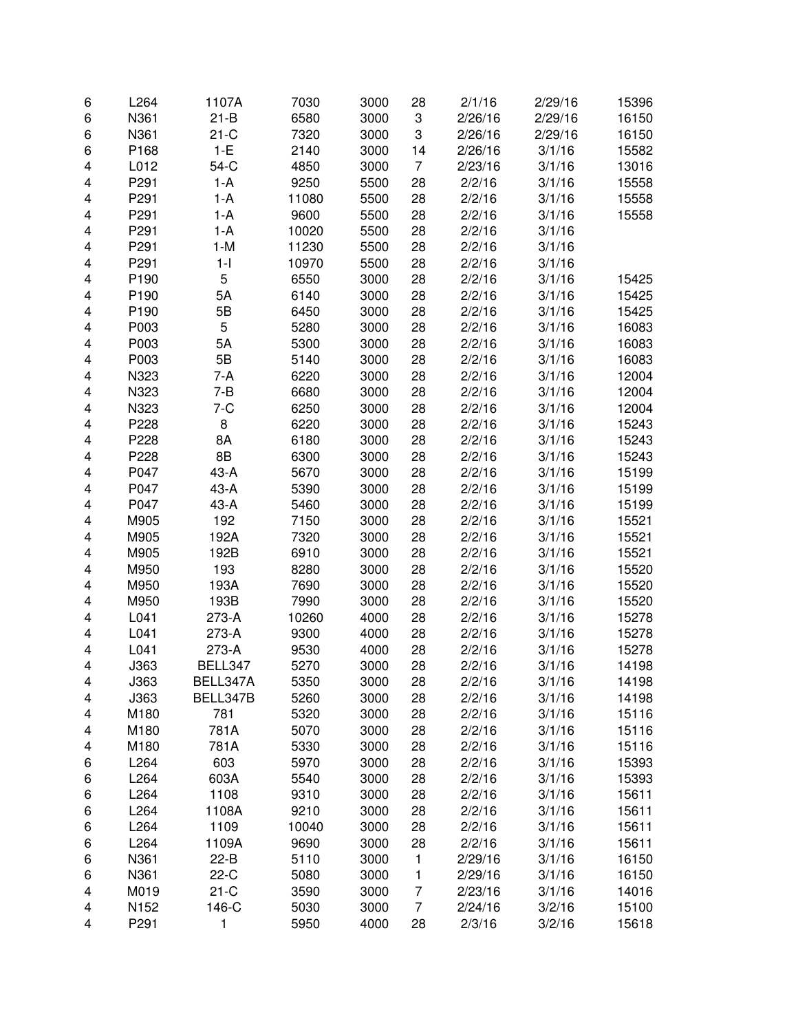|  |  |  |  |  |  |  |  |  |
|---|---|---|---|---|---|---|---|---|
| 6 | L264 | 1107A | 7030 | 3000 | 28 | 2/1/16 | 2/29/16 | 15396 |
| 6 | N361 | 21-B | 6580 | 3000 | 3 | 2/26/16 | 2/29/16 | 16150 |
| 6 | N361 | 21-C | 7320 | 3000 | 3 | 2/26/16 | 2/29/16 | 16150 |
| 6 | P168 | 1-E | 2140 | 3000 | 14 | 2/26/16 | 3/1/16 | 15582 |
| 4 | L012 | 54-C | 4850 | 3000 | 7 | 2/23/16 | 3/1/16 | 13016 |
| 4 | P291 | 1-A | 9250 | 5500 | 28 | 2/2/16 | 3/1/16 | 15558 |
| 4 | P291 | 1-A | 11080 | 5500 | 28 | 2/2/16 | 3/1/16 | 15558 |
| 4 | P291 | 1-A | 9600 | 5500 | 28 | 2/2/16 | 3/1/16 | 15558 |
| 4 | P291 | 1-A | 10020 | 5500 | 28 | 2/2/16 | 3/1/16 |  |
| 4 | P291 | 1-M | 11230 | 5500 | 28 | 2/2/16 | 3/1/16 |  |
| 4 | P291 | 1-I | 10970 | 5500 | 28 | 2/2/16 | 3/1/16 |  |
| 4 | P190 | 5 | 6550 | 3000 | 28 | 2/2/16 | 3/1/16 | 15425 |
| 4 | P190 | 5A | 6140 | 3000 | 28 | 2/2/16 | 3/1/16 | 15425 |
| 4 | P190 | 5B | 6450 | 3000 | 28 | 2/2/16 | 3/1/16 | 15425 |
| 4 | P003 | 5 | 5280 | 3000 | 28 | 2/2/16 | 3/1/16 | 16083 |
| 4 | P003 | 5A | 5300 | 3000 | 28 | 2/2/16 | 3/1/16 | 16083 |
| 4 | P003 | 5B | 5140 | 3000 | 28 | 2/2/16 | 3/1/16 | 16083 |
| 4 | N323 | 7-A | 6220 | 3000 | 28 | 2/2/16 | 3/1/16 | 12004 |
| 4 | N323 | 7-B | 6680 | 3000 | 28 | 2/2/16 | 3/1/16 | 12004 |
| 4 | N323 | 7-C | 6250 | 3000 | 28 | 2/2/16 | 3/1/16 | 12004 |
| 4 | P228 | 8 | 6220 | 3000 | 28 | 2/2/16 | 3/1/16 | 15243 |
| 4 | P228 | 8A | 6180 | 3000 | 28 | 2/2/16 | 3/1/16 | 15243 |
| 4 | P228 | 8B | 6300 | 3000 | 28 | 2/2/16 | 3/1/16 | 15243 |
| 4 | P047 | 43-A | 5670 | 3000 | 28 | 2/2/16 | 3/1/16 | 15199 |
| 4 | P047 | 43-A | 5390 | 3000 | 28 | 2/2/16 | 3/1/16 | 15199 |
| 4 | P047 | 43-A | 5460 | 3000 | 28 | 2/2/16 | 3/1/16 | 15199 |
| 4 | M905 | 192 | 7150 | 3000 | 28 | 2/2/16 | 3/1/16 | 15521 |
| 4 | M905 | 192A | 7320 | 3000 | 28 | 2/2/16 | 3/1/16 | 15521 |
| 4 | M905 | 192B | 6910 | 3000 | 28 | 2/2/16 | 3/1/16 | 15521 |
| 4 | M950 | 193 | 8280 | 3000 | 28 | 2/2/16 | 3/1/16 | 15520 |
| 4 | M950 | 193A | 7690 | 3000 | 28 | 2/2/16 | 3/1/16 | 15520 |
| 4 | M950 | 193B | 7990 | 3000 | 28 | 2/2/16 | 3/1/16 | 15520 |
| 4 | L041 | 273-A | 10260 | 4000 | 28 | 2/2/16 | 3/1/16 | 15278 |
| 4 | L041 | 273-A | 9300 | 4000 | 28 | 2/2/16 | 3/1/16 | 15278 |
| 4 | L041 | 273-A | 9530 | 4000 | 28 | 2/2/16 | 3/1/16 | 15278 |
| 4 | J363 | BELL347 | 5270 | 3000 | 28 | 2/2/16 | 3/1/16 | 14198 |
| 4 | J363 | BELL347A | 5350 | 3000 | 28 | 2/2/16 | 3/1/16 | 14198 |
| 4 | J363 | BELL347B | 5260 | 3000 | 28 | 2/2/16 | 3/1/16 | 14198 |
| 4 | M180 | 781 | 5320 | 3000 | 28 | 2/2/16 | 3/1/16 | 15116 |
| 4 | M180 | 781A | 5070 | 3000 | 28 | 2/2/16 | 3/1/16 | 15116 |
| 4 | M180 | 781A | 5330 | 3000 | 28 | 2/2/16 | 3/1/16 | 15116 |
| 6 | L264 | 603 | 5970 | 3000 | 28 | 2/2/16 | 3/1/16 | 15393 |
| 6 | L264 | 603A | 5540 | 3000 | 28 | 2/2/16 | 3/1/16 | 15393 |
| 6 | L264 | 1108 | 9310 | 3000 | 28 | 2/2/16 | 3/1/16 | 15611 |
| 6 | L264 | 1108A | 9210 | 3000 | 28 | 2/2/16 | 3/1/16 | 15611 |
| 6 | L264 | 1109 | 10040 | 3000 | 28 | 2/2/16 | 3/1/16 | 15611 |
| 6 | L264 | 1109A | 9690 | 3000 | 28 | 2/2/16 | 3/1/16 | 15611 |
| 6 | N361 | 22-B | 5110 | 3000 | 1 | 2/29/16 | 3/1/16 | 16150 |
| 6 | N361 | 22-C | 5080 | 3000 | 1 | 2/29/16 | 3/1/16 | 16150 |
| 4 | M019 | 21-C | 3590 | 3000 | 7 | 2/23/16 | 3/1/16 | 14016 |
| 4 | N152 | 146-C | 5030 | 3000 | 7 | 2/24/16 | 3/2/16 | 15100 |
| 4 | P291 | 1 | 5950 | 4000 | 28 | 2/3/16 | 3/2/16 | 15618 |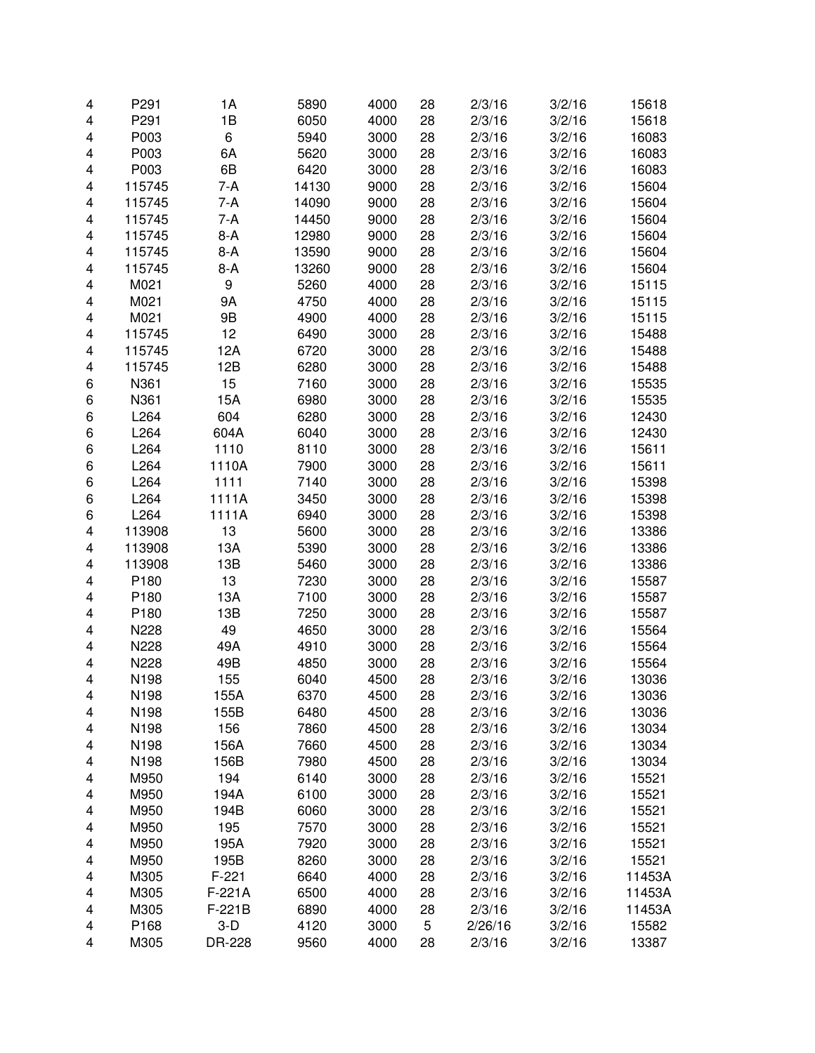| | | | | | | | | |
|---|---|---|---|---|---|---|---|---|
| 4 | P291 | 1A | 5890 | 4000 | 28 | 2/3/16 | 3/2/16 | 15618 |
| 4 | P291 | 1B | 6050 | 4000 | 28 | 2/3/16 | 3/2/16 | 15618 |
| 4 | P003 | 6 | 5940 | 3000 | 28 | 2/3/16 | 3/2/16 | 16083 |
| 4 | P003 | 6A | 5620 | 3000 | 28 | 2/3/16 | 3/2/16 | 16083 |
| 4 | P003 | 6B | 6420 | 3000 | 28 | 2/3/16 | 3/2/16 | 16083 |
| 4 | 115745 | 7-A | 14130 | 9000 | 28 | 2/3/16 | 3/2/16 | 15604 |
| 4 | 115745 | 7-A | 14090 | 9000 | 28 | 2/3/16 | 3/2/16 | 15604 |
| 4 | 115745 | 7-A | 14450 | 9000 | 28 | 2/3/16 | 3/2/16 | 15604 |
| 4 | 115745 | 8-A | 12980 | 9000 | 28 | 2/3/16 | 3/2/16 | 15604 |
| 4 | 115745 | 8-A | 13590 | 9000 | 28 | 2/3/16 | 3/2/16 | 15604 |
| 4 | 115745 | 8-A | 13260 | 9000 | 28 | 2/3/16 | 3/2/16 | 15604 |
| 4 | M021 | 9 | 5260 | 4000 | 28 | 2/3/16 | 3/2/16 | 15115 |
| 4 | M021 | 9A | 4750 | 4000 | 28 | 2/3/16 | 3/2/16 | 15115 |
| 4 | M021 | 9B | 4900 | 4000 | 28 | 2/3/16 | 3/2/16 | 15115 |
| 4 | 115745 | 12 | 6490 | 3000 | 28 | 2/3/16 | 3/2/16 | 15488 |
| 4 | 115745 | 12A | 6720 | 3000 | 28 | 2/3/16 | 3/2/16 | 15488 |
| 4 | 115745 | 12B | 6280 | 3000 | 28 | 2/3/16 | 3/2/16 | 15488 |
| 6 | N361 | 15 | 7160 | 3000 | 28 | 2/3/16 | 3/2/16 | 15535 |
| 6 | N361 | 15A | 6980 | 3000 | 28 | 2/3/16 | 3/2/16 | 15535 |
| 6 | L264 | 604 | 6280 | 3000 | 28 | 2/3/16 | 3/2/16 | 12430 |
| 6 | L264 | 604A | 6040 | 3000 | 28 | 2/3/16 | 3/2/16 | 12430 |
| 6 | L264 | 1110 | 8110 | 3000 | 28 | 2/3/16 | 3/2/16 | 15611 |
| 6 | L264 | 1110A | 7900 | 3000 | 28 | 2/3/16 | 3/2/16 | 15611 |
| 6 | L264 | 1111 | 7140 | 3000 | 28 | 2/3/16 | 3/2/16 | 15398 |
| 6 | L264 | 1111A | 3450 | 3000 | 28 | 2/3/16 | 3/2/16 | 15398 |
| 6 | L264 | 1111A | 6940 | 3000 | 28 | 2/3/16 | 3/2/16 | 15398 |
| 4 | 113908 | 13 | 5600 | 3000 | 28 | 2/3/16 | 3/2/16 | 13386 |
| 4 | 113908 | 13A | 5390 | 3000 | 28 | 2/3/16 | 3/2/16 | 13386 |
| 4 | 113908 | 13B | 5460 | 3000 | 28 | 2/3/16 | 3/2/16 | 13386 |
| 4 | P180 | 13 | 7230 | 3000 | 28 | 2/3/16 | 3/2/16 | 15587 |
| 4 | P180 | 13A | 7100 | 3000 | 28 | 2/3/16 | 3/2/16 | 15587 |
| 4 | P180 | 13B | 7250 | 3000 | 28 | 2/3/16 | 3/2/16 | 15587 |
| 4 | N228 | 49 | 4650 | 3000 | 28 | 2/3/16 | 3/2/16 | 15564 |
| 4 | N228 | 49A | 4910 | 3000 | 28 | 2/3/16 | 3/2/16 | 15564 |
| 4 | N228 | 49B | 4850 | 3000 | 28 | 2/3/16 | 3/2/16 | 15564 |
| 4 | N198 | 155 | 6040 | 4500 | 28 | 2/3/16 | 3/2/16 | 13036 |
| 4 | N198 | 155A | 6370 | 4500 | 28 | 2/3/16 | 3/2/16 | 13036 |
| 4 | N198 | 155B | 6480 | 4500 | 28 | 2/3/16 | 3/2/16 | 13036 |
| 4 | N198 | 156 | 7860 | 4500 | 28 | 2/3/16 | 3/2/16 | 13034 |
| 4 | N198 | 156A | 7660 | 4500 | 28 | 2/3/16 | 3/2/16 | 13034 |
| 4 | N198 | 156B | 7980 | 4500 | 28 | 2/3/16 | 3/2/16 | 13034 |
| 4 | M950 | 194 | 6140 | 3000 | 28 | 2/3/16 | 3/2/16 | 15521 |
| 4 | M950 | 194A | 6100 | 3000 | 28 | 2/3/16 | 3/2/16 | 15521 |
| 4 | M950 | 194B | 6060 | 3000 | 28 | 2/3/16 | 3/2/16 | 15521 |
| 4 | M950 | 195 | 7570 | 3000 | 28 | 2/3/16 | 3/2/16 | 15521 |
| 4 | M950 | 195A | 7920 | 3000 | 28 | 2/3/16 | 3/2/16 | 15521 |
| 4 | M950 | 195B | 8260 | 3000 | 28 | 2/3/16 | 3/2/16 | 15521 |
| 4 | M305 | F-221 | 6640 | 4000 | 28 | 2/3/16 | 3/2/16 | 11453A |
| 4 | M305 | F-221A | 6500 | 4000 | 28 | 2/3/16 | 3/2/16 | 11453A |
| 4 | M305 | F-221B | 6890 | 4000 | 28 | 2/3/16 | 3/2/16 | 11453A |
| 4 | P168 | 3-D | 4120 | 3000 | 5 | 2/26/16 | 3/2/16 | 15582 |
| 4 | M305 | DR-228 | 9560 | 4000 | 28 | 2/3/16 | 3/2/16 | 13387 |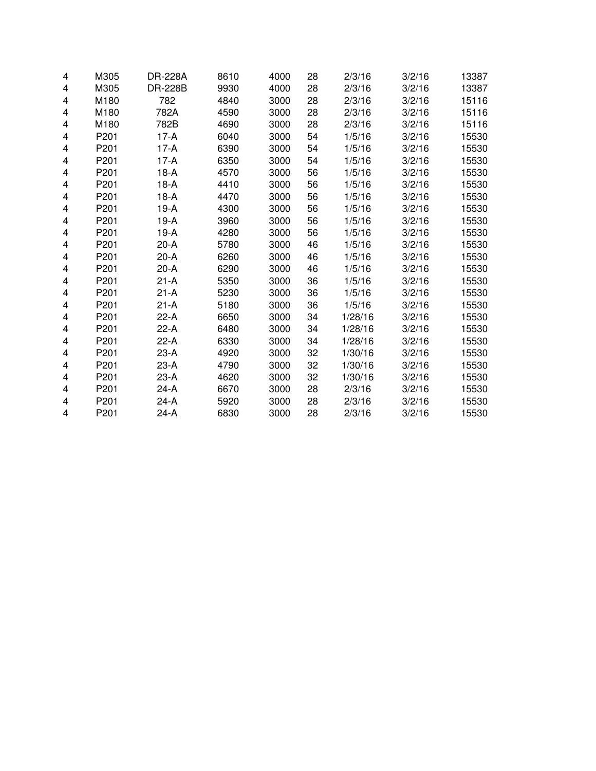| | | | | | | | | |
|---|---|---|---|---|---|---|---|---|
| 4 | M305 | DR-228A | 8610 | 4000 | 28 | 2/3/16 | 3/2/16 | 13387 |
| 4 | M305 | DR-228B | 9930 | 4000 | 28 | 2/3/16 | 3/2/16 | 13387 |
| 4 | M180 | 782 | 4840 | 3000 | 28 | 2/3/16 | 3/2/16 | 15116 |
| 4 | M180 | 782A | 4590 | 3000 | 28 | 2/3/16 | 3/2/16 | 15116 |
| 4 | M180 | 782B | 4690 | 3000 | 28 | 2/3/16 | 3/2/16 | 15116 |
| 4 | P201 | 17-A | 6040 | 3000 | 54 | 1/5/16 | 3/2/16 | 15530 |
| 4 | P201 | 17-A | 6390 | 3000 | 54 | 1/5/16 | 3/2/16 | 15530 |
| 4 | P201 | 17-A | 6350 | 3000 | 54 | 1/5/16 | 3/2/16 | 15530 |
| 4 | P201 | 18-A | 4570 | 3000 | 56 | 1/5/16 | 3/2/16 | 15530 |
| 4 | P201 | 18-A | 4410 | 3000 | 56 | 1/5/16 | 3/2/16 | 15530 |
| 4 | P201 | 18-A | 4470 | 3000 | 56 | 1/5/16 | 3/2/16 | 15530 |
| 4 | P201 | 19-A | 4300 | 3000 | 56 | 1/5/16 | 3/2/16 | 15530 |
| 4 | P201 | 19-A | 3960 | 3000 | 56 | 1/5/16 | 3/2/16 | 15530 |
| 4 | P201 | 19-A | 4280 | 3000 | 56 | 1/5/16 | 3/2/16 | 15530 |
| 4 | P201 | 20-A | 5780 | 3000 | 46 | 1/5/16 | 3/2/16 | 15530 |
| 4 | P201 | 20-A | 6260 | 3000 | 46 | 1/5/16 | 3/2/16 | 15530 |
| 4 | P201 | 20-A | 6290 | 3000 | 46 | 1/5/16 | 3/2/16 | 15530 |
| 4 | P201 | 21-A | 5350 | 3000 | 36 | 1/5/16 | 3/2/16 | 15530 |
| 4 | P201 | 21-A | 5230 | 3000 | 36 | 1/5/16 | 3/2/16 | 15530 |
| 4 | P201 | 21-A | 5180 | 3000 | 36 | 1/5/16 | 3/2/16 | 15530 |
| 4 | P201 | 22-A | 6650 | 3000 | 34 | 1/28/16 | 3/2/16 | 15530 |
| 4 | P201 | 22-A | 6480 | 3000 | 34 | 1/28/16 | 3/2/16 | 15530 |
| 4 | P201 | 22-A | 6330 | 3000 | 34 | 1/28/16 | 3/2/16 | 15530 |
| 4 | P201 | 23-A | 4920 | 3000 | 32 | 1/30/16 | 3/2/16 | 15530 |
| 4 | P201 | 23-A | 4790 | 3000 | 32 | 1/30/16 | 3/2/16 | 15530 |
| 4 | P201 | 23-A | 4620 | 3000 | 32 | 1/30/16 | 3/2/16 | 15530 |
| 4 | P201 | 24-A | 6670 | 3000 | 28 | 2/3/16 | 3/2/16 | 15530 |
| 4 | P201 | 24-A | 5920 | 3000 | 28 | 2/3/16 | 3/2/16 | 15530 |
| 4 | P201 | 24-A | 6830 | 3000 | 28 | 2/3/16 | 3/2/16 | 15530 |